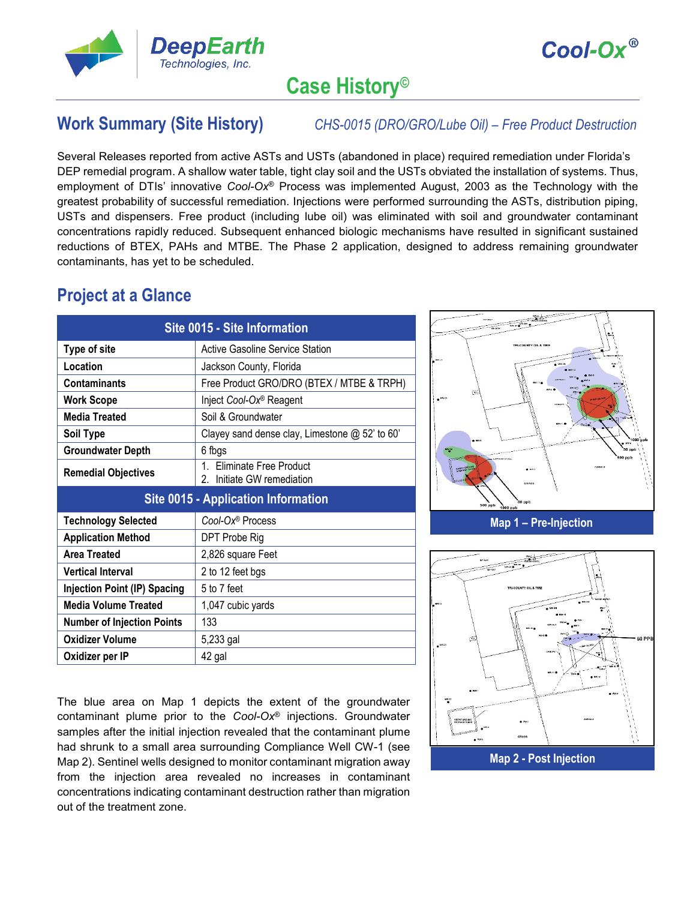# Case History©

## Work Summary (Site History)

*CHS-0015 (DRO/GRO/Lube Oil) – Free Product Destruction*

Several Releases reported from active ASTs and USTs (abandoned in place) required remediation under Florida's DEP remedial program. A shallow water table, tight clay soil and the USTs obviated the installation of systems. Thus, employment of DTIs' innovative *Cool-Ox*® Process was implemented August, 2003 as the Technology with the greatest probability of successful remediation. Injections were performed surrounding the ASTs, distribution piping, USTs and dispensers. Free product (including lube oil) was eliminated with soil and groundwater contaminant concentrations rapidly reduced. Subsequent enhanced biologic mechanisms have resulted in significant sustained reductions of BTEX, PAHs and MTBE. The Phase 2 application, designed to address remaining groundwater contaminants, has yet to be scheduled.

## Project at a Glance

| Site 0015 - Site Information | |
|---|---|
| **Type of site** | Active Gasoline Service Station |
| **Location** | Jackson County, Florida |
| **Contaminants** | Free Product GRO/DRO (BTEX / MTBE & TRPH) |
| **Work Scope** | Inject *Cool-Ox*® Reagent |
| **Media Treated** | Soil & Groundwater |
| **Soil Type** | Clayey sand dense clay, Limestone @ 52' to 60' |
| **Groundwater Depth** | 6 fbgs |
| **Remedial Objectives** | 1. Eliminate Free Product<br>2. Initiate GW remediation |
| **Site 0015 - Application Information** | |
| **Technology Selected** | *Cool-Ox*® Process |
| **Application Method** | DPT Probe Rig |
| **Area Treated** | 2,826 square Feet |
| **Vertical Interval** | 2 to 12 feet bgs |
| **Injection Point (IP) Spacing** | 5 to 7 feet |
| **Media Volume Treated** | 1,047 cubic yards |
| **Number of Injection Points** | 133 |
| **Oxidizer Volume** | 5,233 gal |
| **Oxidizer per IP** | 42 gal |

Map 1 – Pre-Injection

Map 2 - Post Injection

The blue area on Map 1 depicts the extent of the groundwater contaminant plume prior to the *Cool-Ox*® injections. Groundwater samples after the initial injection revealed that the contaminant plume had shrunk to a small area surrounding Compliance Well CW-1 (see Map 2). Sentinel wells designed to monitor contaminant migration away from the injection area revealed no increases in contaminant concentrations indicating contaminant destruction rather than migration out of the treatment zone.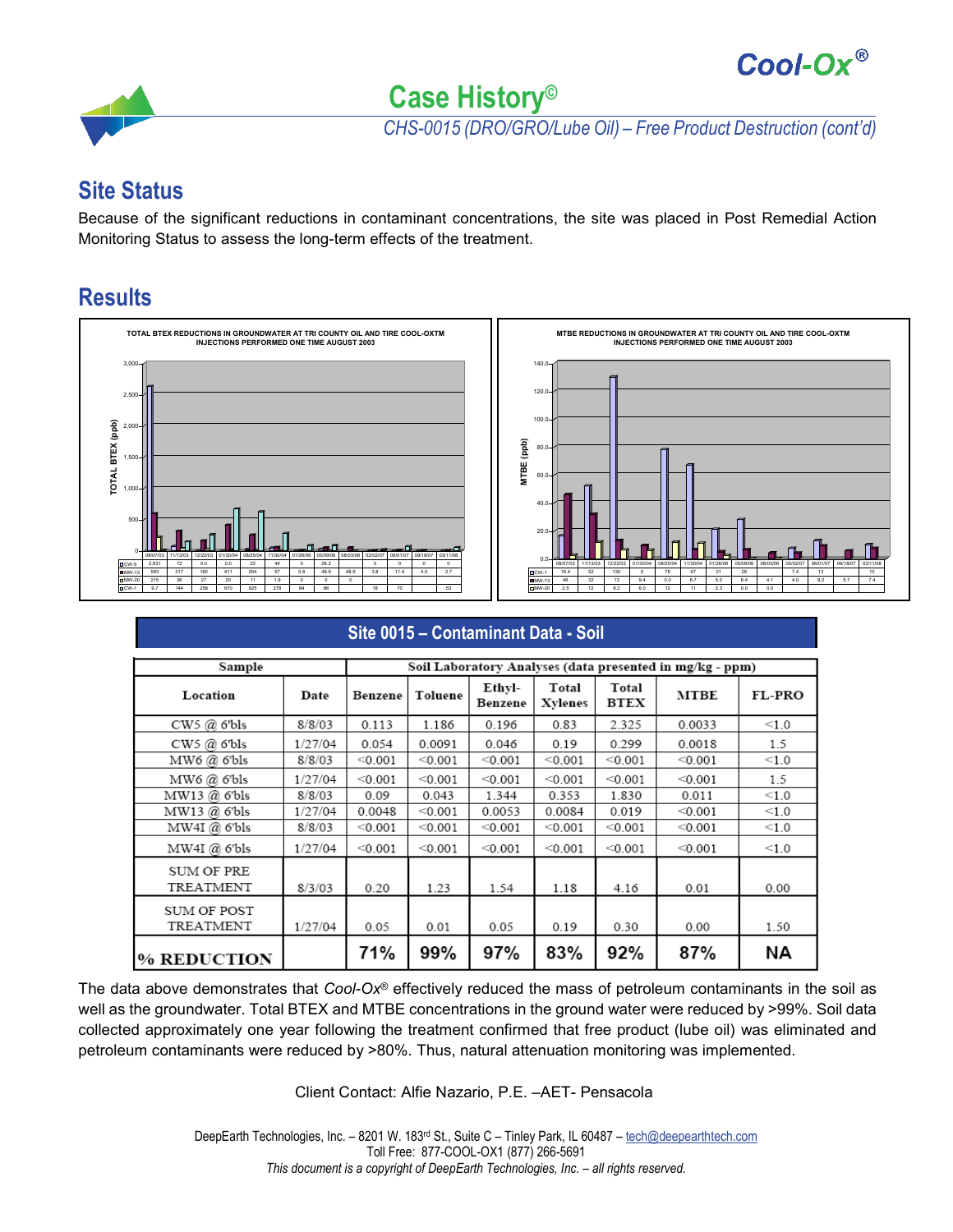## Site Status

Because of the significant reductions in contaminant concentrations, the site was placed in Post Remedial Action Monitoring Status to assess the long-term effects of the treatment.

## Results

TOTAL BTEX REDUCTIONS IN GROUNDWATER AT TRI COUNTY OIL AND TIRE COOL-OXTM INJECTIONS PERFORMED ONE TIME AUGUST 2003

TOTAL BTEX (ppb)

3,000 2,500 2,000 1,500 1,000 500 0

08/07/03 11/13/03 12/22/03 01/30/04 08/25/04 11/30/04 01/26/06 05/09/06 08/03/06 02/02/07 06/01/07 09/18/07 03/11/08

CW-5 2,631 72 0.0 0.0 22 44 0 26.3 0 0 0 0

MW-13 593 317 160 411 254 57 5.8 48.9 48.9 3.8 11.4 4.0 2.7

MW-20 215 36 27 20 11 1.9 0 0 0

CW-1 9.7 144 259 670 625 278 84 86 18 70 53

MTBE REDUCTIONS IN GROUNDWATER AT TRI COUNTY OIL AND TIRE COOL-OXTM INJECTIONS PERFORMED ONE TIME AUGUST 2003

MTBE (ppb)

140.0 120.0 100.0 80.0 60.0 40.0 20.0 0.0

08/07/03 11/13/03 12/22/03 01/30/04 08/25/04 11/30/04 01/26/06 05/09/06 08/03/06 02/02/07 06/01/07 09/18/07 03/11/08

CW-1 16.4 52 130 0 78 67 21 28 7.4 13 10

MW-13 46 32 13 9.4 0.0 6.7 5.0 6.4 4.1 4.0 9.2 5.7 7.4

MW-20 2.5 12 6.2 6.0 12 11 2.3 0.0 0.0

### Site 0015 – Contaminant Data - Soil

| Sample | | Soil Laboratory Analyses (data presented in mg/kg - ppm) | | | | | | |
|---|---|---|---|---|---|---|---|---|
| Location | Date | Benzene | Toluene | Ethyl-Benzene | Total Xylenes | Total BTEX | MTBE | FL-PRO |
| CW5 @ 6'bls | 8/8/03 | 0.113 | 1.186 | 0.196 | 0.83 | 2.325 | 0.0033 | <1.0 |
| CW5 @ 6'bls | 1/27/04 | 0.054 | 0.0091 | 0.046 | 0.19 | 0.299 | 0.0018 | 1.5 |
| MW6 @ 6'bls | 8/8/03 | <0.001 | <0.001 | <0.001 | <0.001 | <0.001 | <0.001 | <1.0 |
| MW6 @ 6'bls | 1/27/04 | <0.001 | <0.001 | <0.001 | <0.001 | <0.001 | <0.001 | 1.5 |
| MW13 @ 6'bls | 8/8/03 | 0.09 | 0.043 | 1.344 | 0.353 | 1.830 | 0.011 | <1.0 |
| MW13 @ 6'bls | 1/27/04 | 0.0048 | <0.001 | 0.0053 | 0.0084 | 0.019 | <0.001 | <1.0 |
| MW4I @ 6'bls | 8/8/03 | <0.001 | <0.001 | <0.001 | <0.001 | <0.001 | <0.001 | <1.0 |
| MW4I @ 6'bls | 1/27/04 | <0.001 | <0.001 | <0.001 | <0.001 | <0.001 | <0.001 | <1.0 |
| SUM OF PRE TREATMENT | 8/3/03 | 0.20 | 1.23 | 1.54 | 1.18 | 4.16 | 0.01 | 0.00 |
| SUM OF POST TREATMENT | 1/27/04 | 0.05 | 0.01 | 0.05 | 0.19 | 0.30 | 0.00 | 1.50 |
| **% REDUCTION** | | **71%** | **99%** | **97%** | **83%** | **92%** | **87%** | **NA** |

The data above demonstrates that *Cool-Ox*® effectively reduced the mass of petroleum contaminants in the soil as well as the groundwater. Total BTEX and MTBE concentrations in the ground water were reduced by >99%. Soil data collected approximately one year following the treatment confirmed that free product (lube oil) was eliminated and petroleum contaminants were reduced by >80%. Thus, natural attenuation monitoring was implemented.

Client Contact: Alfie Nazario, P.E. –AET- Pensacola